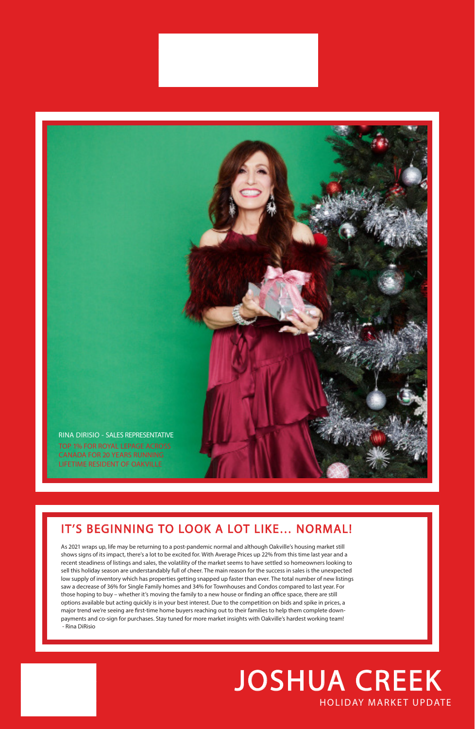RINA DIRISIO - SALES REPRESENTATIVE

TOP 1% FOR ROYAL LEPAGE ACROSS CANADA FOR 20 YEARS RUNNING

LIFETIME RESIDENT OF OAKVILLE

## IT'S BEGINNING TO LOOK A LOT LIKE... NORMAL!

As 2021 wraps up, life may be returning to a post-pandemic normal and although Oakville's housing market still shows signs of its impact, there's a lot to be excited for. With Average Prices up 22% from this time last year and a recent steadiness of listings and sales, the volatility of the market seems to have settled so homeowners looking to sell this holiday season are understandably full of cheer. The main reason for the success in sales is the unexpected low supply of inventory which has properties getting snapped up faster than ever. The total number of new listings saw a decrease of 36% for Single Family homes and 34% for Townhouses and Condos compared to last year. For those hoping to buy – whether it's moving the family to a new house or finding an office space, there are still options available but acting quickly is in your best interest. Due to the competition on bids and spike in prices, a major trend we're seeing are first-time home buyers reaching out to their families to help them complete down-payments and co-sign for purchases. Stay tuned for more market insights with Oakville's hardest working team!
- Rina DiRisio

# JOSHUA CREEK

HOLIDAY MARKET UPDATE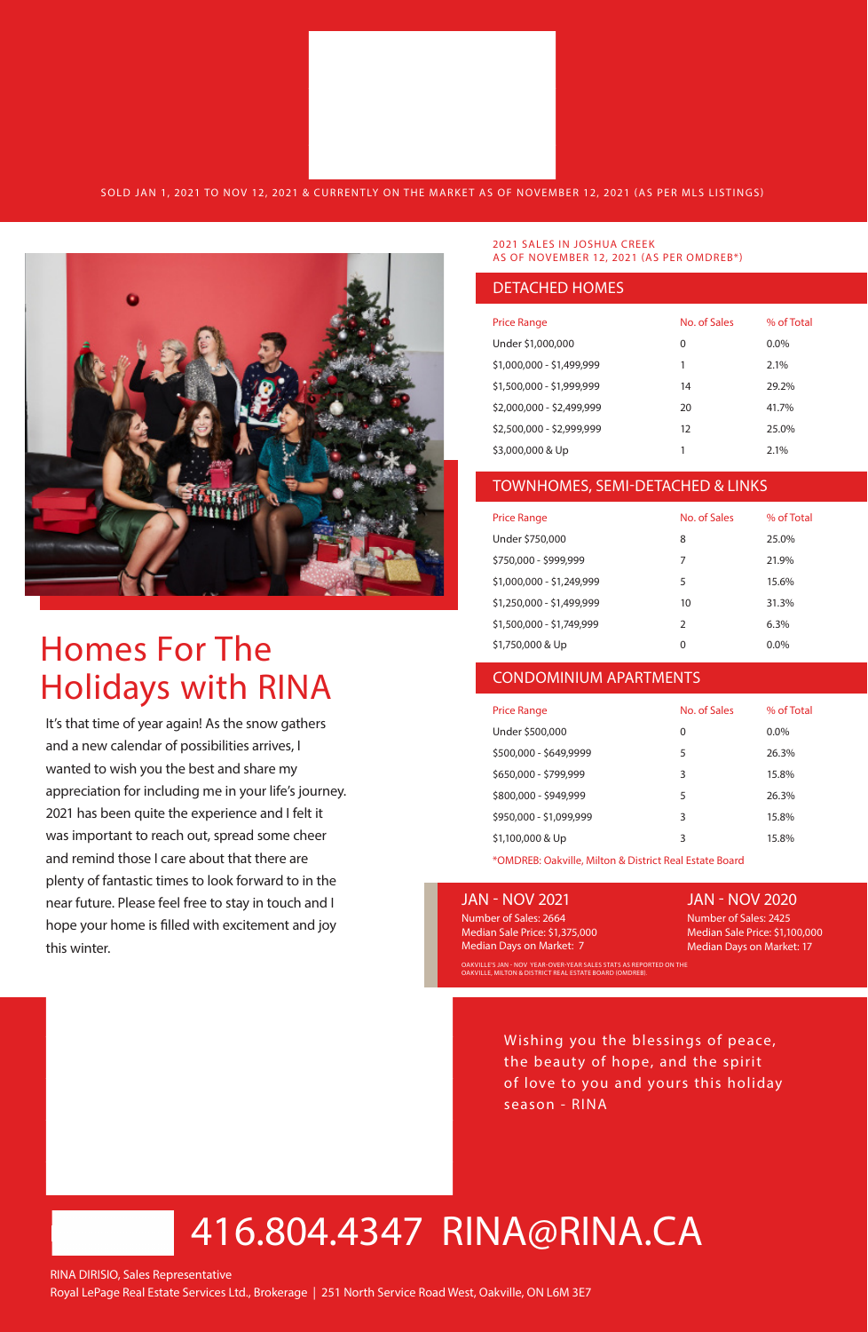SOLD JAN 1, 2021 TO NOV 12, 2021 & CURRENTLY ON THE MARKET AS OF NOVEMBER 12, 2021 (AS PER MLS LISTINGS)

# Homes For The Holidays with RINA

It's that time of year again! As the snow gathers and a new calendar of possibilities arrives, I wanted to wish you the best and share my appreciation for including me in your life's journey. 2021 has been quite the experience and I felt it was important to reach out, spread some cheer and remind those I care about that there are plenty of fantastic times to look forward to in the near future. Please feel free to stay in touch and I hope your home is filled with excitement and joy this winter.

2021 SALES IN JOSHUA CREEK
AS OF NOVEMBER 12, 2021 (AS PER OMDREB*)

## DETACHED HOMES

| Price Range | No. of Sales | % of Total |
|---|---|---|
| Under $1,000,000 | 0 | 0.0% |
| $1,000,000 - $1,499,999 | 1 | 2.1% |
| $1,500,000 - $1,999,999 | 14 | 29.2% |
| $2,000,000 - $2,499,999 | 20 | 41.7% |
| $2,500,000 - $2,999,999 | 12 | 25.0% |
| $3,000,000 & Up | 1 | 2.1% |

## TOWNHOMES, SEMI-DETACHED & LINKS

| Price Range | No. of Sales | % of Total |
|---|---|---|
| Under $750,000 | 8 | 25.0% |
| $750,000 - $999,999 | 7 | 21.9% |
| $1,000,000 - $1,249,999 | 5 | 15.6% |
| $1,250,000 - $1,499,999 | 10 | 31.3% |
| $1,500,000 - $1,749,999 | 2 | 6.3% |
| $1,750,000 & Up | 0 | 0.0% |

## CONDOMINIUM APARTMENTS

| Price Range | No. of Sales | % of Total |
|---|---|---|
| Under $500,000 | 0 | 0.0% |
| $500,000 - $649,9999 | 5 | 26.3% |
| $650,000 - $799,999 | 3 | 15.8% |
| $800,000 - $949,999 | 5 | 26.3% |
| $950,000 - $1,099,999 | 3 | 15.8% |
| $1,100,000 & Up | 3 | 15.8% |

*OMDREB: Oakville, Milton & District Real Estate Board

### JAN - NOV 2021

Number of Sales: 2664
Median Sale Price: $1,375,000
Median Days on Market: 7

### JAN - NOV 2020

Number of Sales: 2425
Median Sale Price: $1,100,000
Median Days on Market: 17

OAKVILLE'S JAN - NOV YEAR-OVER-YEAR SALES STATS AS REPORTED ON THE OAKVILLE, MILTON & DISTRICT REAL ESTATE BOARD (OMDREB).

Wishing you the blessings of peace, the beauty of hope, and the spirit of love to you and yours this holiday season - RINA

416.804.4347 RINA@RINA.CA

RINA DIRISIO, Sales Representative
Royal LePage Real Estate Services Ltd., Brokerage | 251 North Service Road West, Oakville, ON L6M 3E7